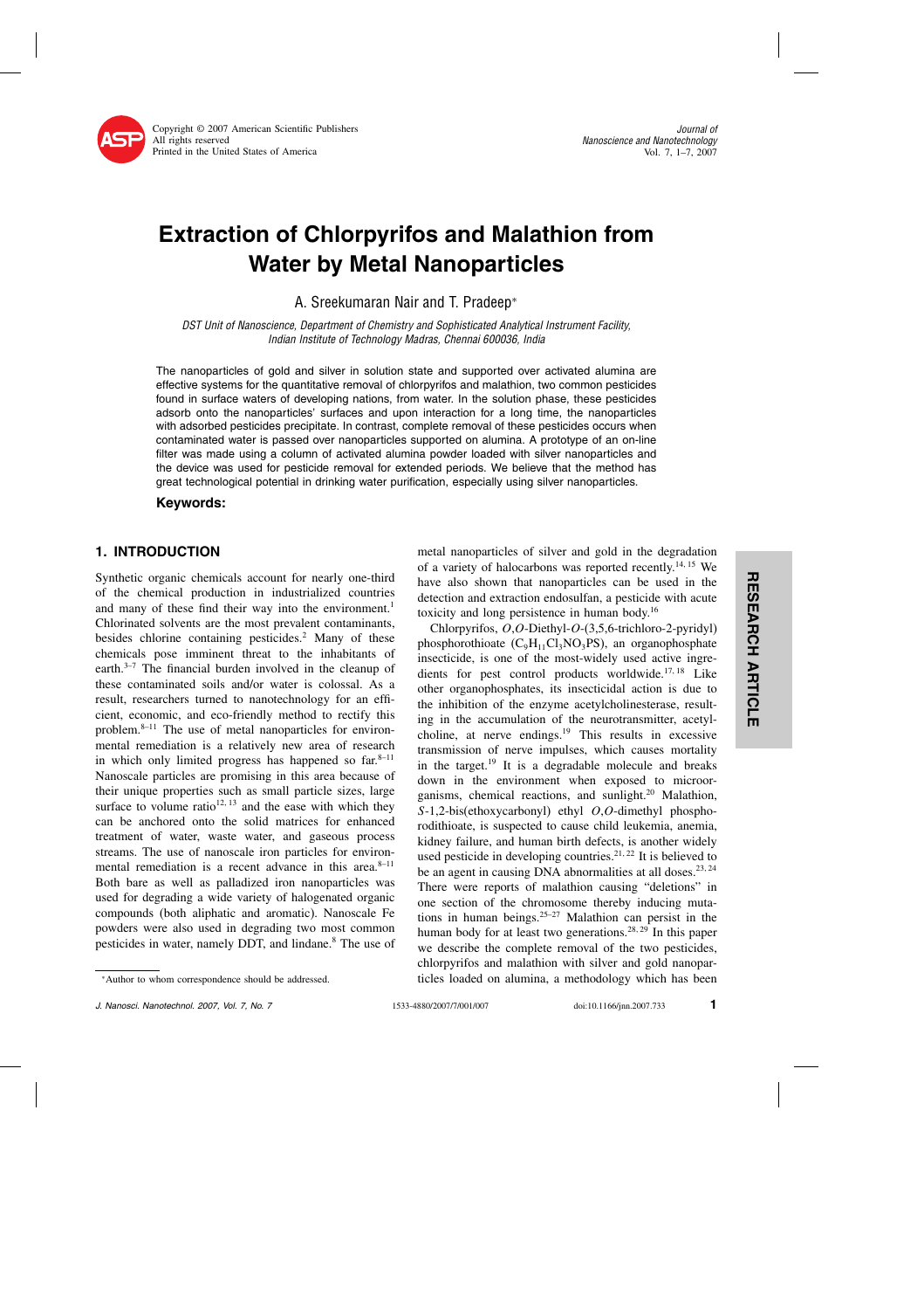# Extraction of Chlorpyrifos and Malathion from Water by Metal Nanoparticles

A. Sreekumaran Nair and T. Pradeep*

*DST Unit of Nanoscience, Department of Chemistry and Sophisticated Analytical Instrument Facility, Indian Institute of Technology Madras, Chennai 600036, India*

The nanoparticles of gold and silver in solution state and supported over activated alumina are effective systems for the quantitative removal of chlorpyrifos and malathion, two common pesticides found in surface waters of developing nations, from water. In the solution phase, these pesticides adsorb onto the nanoparticles' surfaces and upon interaction for a long time, the nanoparticles with adsorbed pesticides precipitate. In contrast, complete removal of these pesticides occurs when contaminated water is passed over nanoparticles supported on alumina. A prototype of an on-line filter was made using a column of activated alumina powder loaded with silver nanoparticles and the device was used for pesticide removal for extended periods. We believe that the method has great technological potential in drinking water purification, especially using silver nanoparticles.

**Keywords:**

## 1. INTRODUCTION

Synthetic organic chemicals account for nearly one-third of the chemical production in industrialized countries and many of these find their way into the environment.[1] Chlorinated solvents are the most prevalent contaminants, besides chlorine containing pesticides.[2] Many of these chemicals pose imminent threat to the inhabitants of earth.[3–7] The financial burden involved in the cleanup of these contaminated soils and/or water is colossal. As a result, researchers turned to nanotechnology for an efficient, economic, and eco-friendly method to rectify this problem.[8–11] The use of metal nanoparticles for environmental remediation is a relatively new area of research in which only limited progress has happened so far.[8–11] Nanoscale particles are promising in this area because of their unique properties such as small particle sizes, large surface to volume ratio[12,13] and the ease with which they can be anchored onto the solid matrices for enhanced treatment of water, waste water, and gaseous process streams. The use of nanoscale iron particles for environmental remediation is a recent advance in this area.[8–11] Both bare as well as palladized iron nanoparticles was used for degrading a wide variety of halogenated organic compounds (both aliphatic and aromatic). Nanoscale Fe powders were also used in degrading two most common pesticides in water, namely DDT, and lindane.[8] The use of metal nanoparticles of silver and gold in the degradation of a variety of halocarbons was reported recently.[14,15] We have also shown that nanoparticles can be used in the detection and extraction endosulfan, a pesticide with acute toxicity and long persistence in human body.[16]

Chlorpyrifos, *O*,*O*-Diethyl-*O*-(3,5,6-trichloro-2-pyridyl) phosphorothioate ($C_9H_{11}Cl_3NO_3PS$), an organophosphate insecticide, is one of the most-widely used active ingredients for pest control products worldwide.[17,18] Like other organophosphates, its insecticidal action is due to the inhibition of the enzyme acetylcholinesterase, resulting in the accumulation of the neurotransmitter, acetylcholine, at nerve endings.[19] This results in excessive transmission of nerve impulses, which causes mortality in the target.[19] It is a degradable molecule and breaks down in the environment when exposed to microorganisms, chemical reactions, and sunlight.[20] Malathion, *S*-1,2-bis(ethoxycarbonyl) ethyl *O*,*O*-dimethyl phosphorodithioate, is suspected to cause child leukemia, anemia, kidney failure, and human birth defects, is another widely used pesticide in developing countries.[21,22] It is believed to be an agent in causing DNA abnormalities at all doses.[23,24] There were reports of malathion causing "deletions" in one section of the chromosome thereby inducing mutations in human beings.[25–27] Malathion can persist in the human body for at least two generations.[28,29] In this paper we describe the complete removal of the two pesticides, chlorpyrifos and malathion with silver and gold nanoparticles loaded on alumina, a methodology which has been

*Author to whom correspondence should be addressed.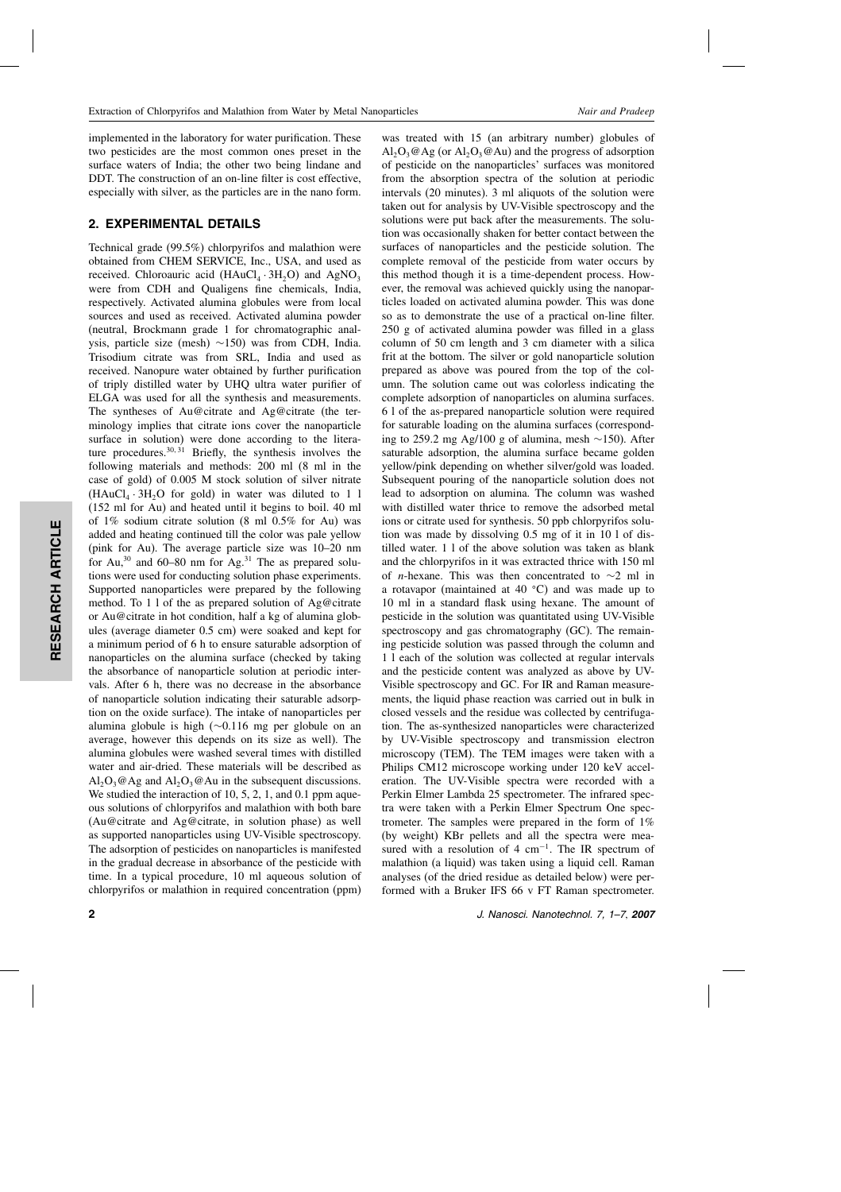implemented in the laboratory for water purification. These two pesticides are the most common ones preset in the surface waters of India; the other two being lindane and DDT. The construction of an on-line filter is cost effective, especially with silver, as the particles are in the nano form.

## 2. EXPERIMENTAL DETAILS

Technical grade (99.5%) chlorpyrifos and malathion were obtained from CHEM SERVICE, Inc., USA, and used as received. Chloroauric acid ($HAuCl_4 \cdot 3H_2O$) and $AgNO_3$ were from CDH and Qualigens fine chemicals, India, respectively. Activated alumina globules were from local sources and used as received. Activated alumina powder (neutral, Brockmann grade 1 for chromatographic analysis, particle size (mesh) ~150) was from CDH, India. Trisodium citrate was from SRL, India and used as received. Nanopure water obtained by further purification of triply distilled water by UHQ ultra water purifier of ELGA was used for all the synthesis and measurements. The syntheses of Au@citrate and Ag@citrate (the terminology implies that citrate ions cover the nanoparticle surface in solution) were done according to the literature procedures.[30,31] Briefly, the synthesis involves the following materials and methods: 200 ml (8 ml in the case of gold) of 0.005 M stock solution of silver nitrate ($HAuCl_4 \cdot 3H_2O$ for gold) in water was diluted to 1 l (152 ml for Au) and heated until it begins to boil. 40 ml of 1% sodium citrate solution (8 ml 0.5% for Au) was added and heating continued till the color was pale yellow (pink for Au). The average particle size was 10–20 nm for Au,[30] and 60–80 nm for Ag.[31] The as prepared solutions were used for conducting solution phase experiments. Supported nanoparticles were prepared by the following method. To 1 l of the as prepared solution of Ag@citrate or Au@citrate in hot condition, half a kg of alumina globules (average diameter 0.5 cm) were soaked and kept for a minimum period of 6 h to ensure saturable adsorption of nanoparticles on the alumina surface (checked by taking the absorbance of nanoparticle solution at periodic intervals. After 6 h, there was no decrease in the absorbance of nanoparticle solution indicating their saturable adsorption on the oxide surface). The intake of nanoparticles per alumina globule is high (~0.116 mg per globule on an average, however this depends on its size as well). The alumina globules were washed several times with distilled water and air-dried. These materials will be described as $Al_2O_3$@Ag and $Al_2O_3$@Au in the subsequent discussions. We studied the interaction of 10, 5, 2, 1, and 0.1 ppm aqueous solutions of chlorpyrifos and malathion with both bare (Au@citrate and Ag@citrate, in solution phase) as well as supported nanoparticles using UV-Visible spectroscopy. The adsorption of pesticides on nanoparticles is manifested in the gradual decrease in absorbance of the pesticide with time. In a typical procedure, 10 ml aqueous solution of chlorpyrifos or malathion in required concentration (ppm) was treated with 15 (an arbitrary number) globules of $Al_2O_3$@Ag (or $Al_2O_3$@Au) and the progress of adsorption of pesticide on the nanoparticles' surfaces was monitored from the absorption spectra of the solution at periodic intervals (20 minutes). 3 ml aliquots of the solution were taken out for analysis by UV-Visible spectroscopy and the solutions were put back after the measurements. The solution was occasionally shaken for better contact between the surfaces of nanoparticles and the pesticide solution. The complete removal of the pesticide from water occurs by this method though it is a time-dependent process. However, the removal was achieved quickly using the nanoparticles loaded on activated alumina powder. This was done so as to demonstrate the use of a practical on-line filter. 250 g of activated alumina powder was filled in a glass column of 50 cm length and 3 cm diameter with a silica frit at the bottom. The silver or gold nanoparticle solution prepared as above was poured from the top of the column. The solution came out was colorless indicating the complete adsorption of nanoparticles on alumina surfaces. 6 l of the as-prepared nanoparticle solution were required for saturable loading on the alumina surfaces (corresponding to 259.2 mg Ag/100 g of alumina, mesh ~150). After saturable adsorption, the alumina surface became golden yellow/pink depending on whether silver/gold was loaded. Subsequent pouring of the nanoparticle solution does not lead to adsorption on alumina. The column was washed with distilled water thrice to remove the adsorbed metal ions or citrate used for synthesis. 50 ppb chlorpyrifos solution was made by dissolving 0.5 mg of it in 10 l of distilled water. 1 l of the above solution was taken as blank and the chlorpyrifos in it was extracted thrice with 150 ml of *n*-hexane. This was then concentrated to ~2 ml in a rotavapor (maintained at 40 °C) and was made up to 10 ml in a standard flask using hexane. The amount of pesticide in the solution was quantitated using UV-Visible spectroscopy and gas chromatography (GC). The remaining pesticide solution was passed through the column and 1 l each of the solution was collected at regular intervals and the pesticide content was analyzed as above by UV-Visible spectroscopy and GC. For IR and Raman measurements, the liquid phase reaction was carried out in bulk in closed vessels and the residue was collected by centrifugation. The as-synthesized nanoparticles were characterized by UV-Visible spectroscopy and transmission electron microscopy (TEM). The TEM images were taken with a Philips CM12 microscope working under 120 keV acceleration. The UV-Visible spectra were recorded with a Perkin Elmer Lambda 25 spectrometer. The infrared spectra were taken with a Perkin Elmer Spectrum One spectrometer. The samples were prepared in the form of 1% (by weight) KBr pellets and all the spectra were measured with a resolution of 4 $cm^{-1}$. The IR spectrum of malathion (a liquid) was taken using a liquid cell. Raman analyses (of the dried residue as detailed below) were performed with a Bruker IFS 66 v FT Raman spectrometer.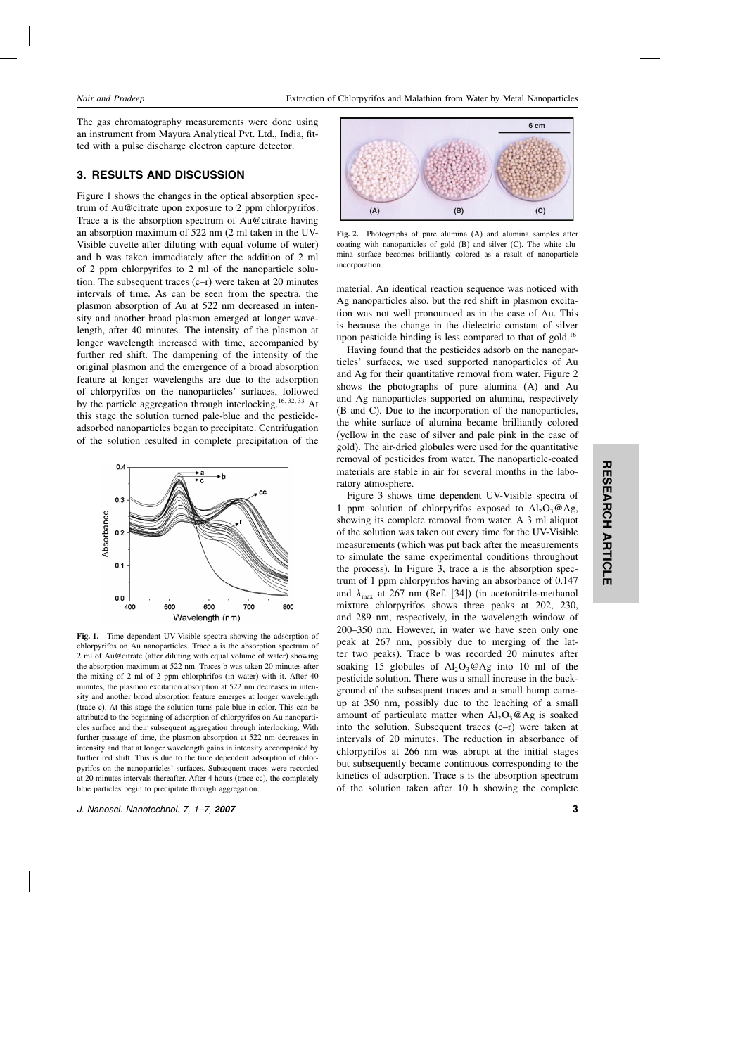The gas chromatography measurements were done using an instrument from Mayura Analytical Pvt. Ltd., India, fitted with a pulse discharge electron capture detector.

## 3. RESULTS AND DISCUSSION

Figure 1 shows the changes in the optical absorption spectrum of Au@citrate upon exposure to 2 ppm chlorpyrifos. Trace a is the absorption spectrum of Au@citrate having an absorption maximum of 522 nm (2 ml taken in the UV-Visible cuvette after diluting with equal volume of water) and b was taken immediately after the addition of 2 ml of 2 ppm chlorpyrifos to 2 ml of the nanoparticle solution. The subsequent traces (c–r) were taken at 20 minutes intervals of time. As can be seen from the spectra, the plasmon absorption of Au at 522 nm decreased in intensity and another broad plasmon emerged at longer wavelength, after 40 minutes. The intensity of the plasmon at longer wavelength increased with time, accompanied by further red shift. The dampening of the intensity of the original plasmon and the emergence of a broad absorption feature at longer wavelengths are due to the adsorption of chlorpyrifos on the nanoparticles' surfaces, followed by the particle aggregation through interlocking.[16, 32, 33] At this stage the solution turned pale-blue and the pesticide-adsorbed nanoparticles began to precipitate. Centrifugation of the solution resulted in complete precipitation of the material. An identical reaction sequence was noticed with Ag nanoparticles also, but the red shift in plasmon excitation was not well pronounced as in the case of Au. This is because the change in the dielectric constant of silver upon pesticide binding is less compared to that of gold.[16]

**Fig. 1.** Time dependent UV-Visible spectra showing the adsorption of chlorpyrifos on Au nanoparticles. Trace a is the absorption spectrum of 2 ml of Au@citrate (after diluting with equal volume of water) showing the absorption maximum at 522 nm. Traces b was taken 20 minutes after the mixing of 2 ml of 2 ppm chlorphrifos (in water) with it. After 40 minutes, the plasmon excitation absorption at 522 nm decreases in intensity and another broad plasmon feature emerges at longer wavelength (trace c). At this stage the solution turns pale blue in color. This can be attributed to the beginning of adsorption of chlorpyrifos on Au nanoparticles surface and their subsequent aggregation through interlocking. With further passage of time, the plasmon absorption at 522 nm decreases in intensity and that at longer wavelength gains in intensity accompanied by further red shift. This is due to the time dependent adsorption of chlorpyrifos on the nanoparticles' surfaces. Subsequent traces were recorded at 20 minutes intervals thereafter. After 4 hours (trace cc), the completely blue particles begin to precipitate through aggregation.

**Fig. 2.** Photographs of pure alumina (A) and alumina samples after coating with nanoparticles of gold (B) and silver (C). The white alumina surface becomes brilliantly colored as a result of nanoparticle incorporation.

Having found that the pesticides adsorb on the nanoparticles' surfaces, we used supported nanoparticles of Au and Ag for their quantitative removal from water. Figure 2 shows the photographs of pure alumina (A) and Au and Ag nanoparticles supported on alumina, respectively (B and C). Due to the incorporation of the nanoparticles, the white surface of alumina became brilliantly colored (yellow in the case of silver and pale pink in the case of gold). The air-dried globules were used for the quantitative removal of pesticides from water. The nanoparticle-coated materials are stable in air for several months in the laboratory atmosphere.

Figure 3 shows time dependent UV-Visible spectra of 1 ppm solution of chlorpyrifos exposed to $Al_2O_3$@Ag, showing its complete removal from water. A 3 ml aliquot of the solution was taken out every time for the UV-Visible measurements (which was put back after the measurements to simulate the same experimental conditions throughout the process). In Figure 3, trace a is the absorption spectrum of 1 ppm chlorpyrifos having an absorbance of 0.147 and $\lambda_{max}$ at 267 nm (Ref. [34]) (in acetonitrile-methanol mixture chlorpyrifos shows three peaks at 202, 230, and 289 nm, respectively, in the wavelength window of 200–350 nm. However, in water we have seen only one peak at 267 nm, possibly due to merging of the latter two peaks). Trace b was recorded 20 minutes after soaking 15 globules of $Al_2O_3$@Ag into 10 ml of the pesticide solution. There was a small increase in the background of the subsequent traces and a small hump came-up at 350 nm, possibly due to the leaching of a small amount of particulate matter when $Al_2O_3$@Ag is soaked into the solution. Subsequent traces (c–r) were taken at intervals of 20 minutes. The reduction in absorbance of chlorpyrifos at 266 nm was abrupt at the initial stages but subsequently became continuous corresponding to the kinetics of adsorption. Trace s is the absorption spectrum of the solution taken after 10 h showing the complete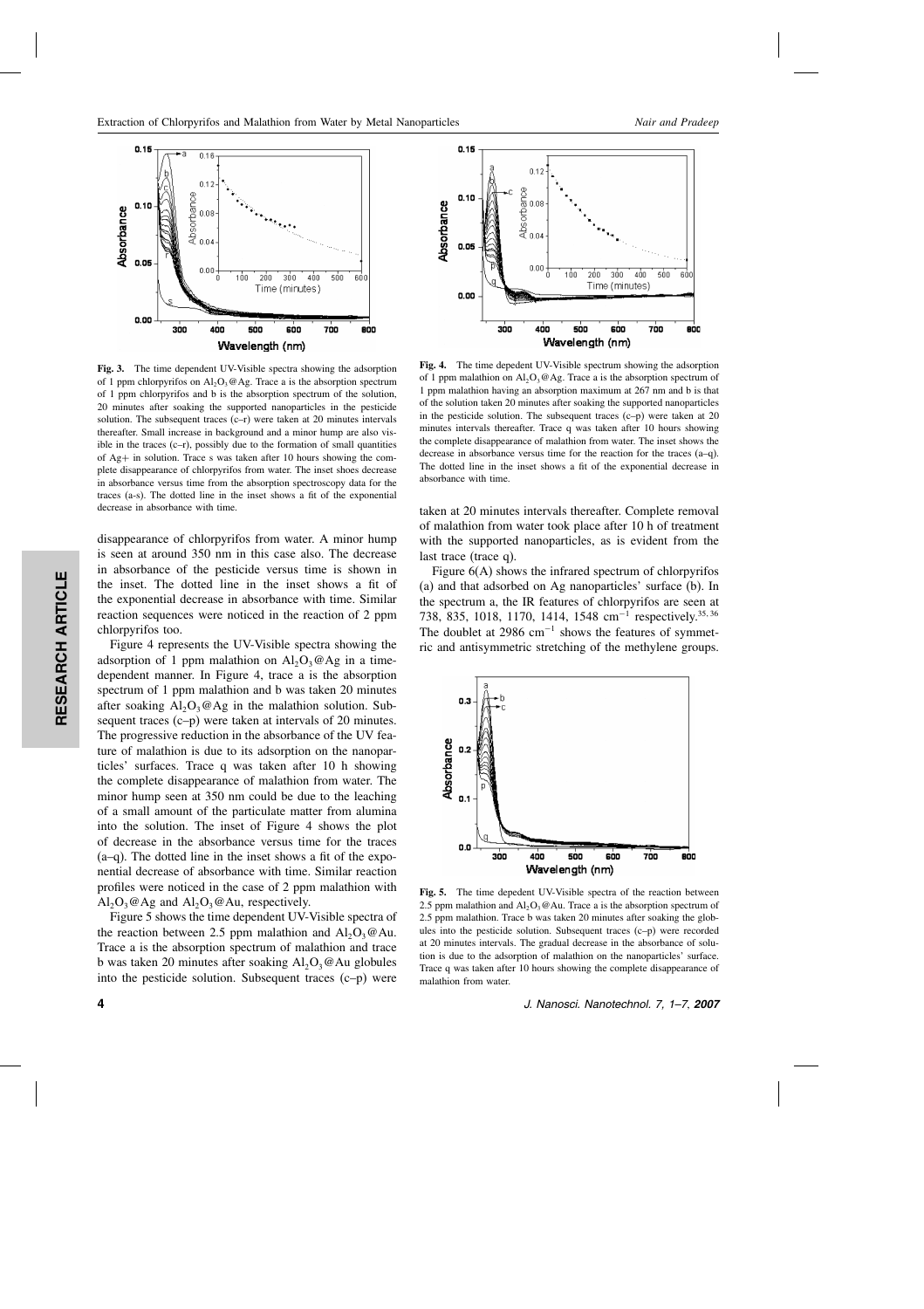**Fig. 3.** The time dependent UV-Visible spectra showing the adsorption of 1 ppm chlorpyrifos on $Al_2O_3$@Ag. Trace a is the absorption spectrum of 1 ppm chlorpyrifos and b is the absorption spectrum of the solution, 20 minutes after soaking the supported nanoparticles in the pesticide solution. The subsequent traces (c–r) were taken at 20 minutes intervals thereafter. Small increase in background and a minor hump are also visible in the traces (c–r), possibly due to the formation of small quantities of Ag+ in solution. Trace s was taken after 10 hours showing the complete disappearance of chlorpyrifos from water. The inset shoes decrease in absorbance versus time from the absorption spectroscopy data for the traces (a-s). The dotted line in the inset shows a fit of the exponential decrease in absorbance with time.

**Fig. 4.** The time depedent UV-Visible spectrum showing the adsorption of 1 ppm malathion on $Al_2O_3$@Ag. Trace a is the absorption spectrum of 1 ppm malathion having an absorption maximum at 267 nm and b is that of the solution taken 20 minutes after soaking the supported nanoparticles in the pesticide solution. The subsequent traces (c–p) were taken at 20 minutes intervals thereafter. Trace q was taken after 10 hours showing the complete disappearance of malathion from water. The inset shows the decrease in absorbance versus time for the reaction for the traces (a–q). The dotted line in the inset shows a fit of the exponential decrease in absorbance with time.

disappearance of chlorpyrifos from water. A minor hump is seen at around 350 nm in this case also. The decrease in absorbance of the pesticide versus time is shown in the inset. The dotted line in the inset shows a fit of the exponential decrease in absorbance with time. Similar reaction sequences were noticed in the reaction of 2 ppm chlorpyrifos too.

Figure 4 represents the UV-Visible spectra showing the adsorption of 1 ppm malathion on $Al_2O_3$@Ag in a time-dependent manner. In Figure 4, trace a is the absorption spectrum of 1 ppm malathion and b was taken 20 minutes after soaking $Al_2O_3$@Ag in the malathion solution. Subsequent traces (c–p) were taken at intervals of 20 minutes. The progressive reduction in the absorbance of the UV feature of malathion is due to its adsorption on the nanoparticles' surfaces. Trace q was taken after 10 h showing the complete disappearance of malathion from water. The minor hump seen at 350 nm could be due to the leaching of a small amount of the particulate matter from alumina into the solution. The inset of Figure 4 shows the plot of decrease in the absorbance versus time for the traces (a–q). The dotted line in the inset shows a fit of the exponential decrease of absorbance with time. Similar reaction profiles were noticed in the case of 2 ppm malathion with $Al_2O_3$@Ag and $Al_2O_3$@Au, respectively.

Figure 5 shows the time dependent UV-Visible spectra of the reaction between 2.5 ppm malathion and $Al_2O_3$@Au. Trace a is the absorption spectrum of malathion and trace b was taken 20 minutes after soaking $Al_2O_3$@Au globules into the pesticide solution. Subsequent traces (c–p) were taken at 20 minutes intervals thereafter. Complete removal of malathion from water took place after 10 h of treatment with the supported nanoparticles, as is evident from the last trace (trace q).

Figure 6(A) shows the infrared spectrum of chlorpyrifos (a) and that adsorbed on Ag nanoparticles' surface (b). In the spectrum a, the IR features of chlorpyrifos are seen at 738, 835, 1018, 1170, 1414, 1548 $cm^{-1}$ respectively.[35,36] The doublet at 2986 $cm^{-1}$ shows the features of symmetric and antisymmetric stretching of the methylene groups.

**Fig. 5.** The time depedent UV-Visible spectra of the reaction between 2.5 ppm malathion and $Al_2O_3$@Au. Trace a is the absorption spectrum of 2.5 ppm malathion. Trace b was taken 20 minutes after soaking the globules into the pesticide solution. Subsequent traces (c–p) were recorded at 20 minutes intervals. The gradual decrease in the absorbance of solution is due to the adsorption of malathion on the nanoparticles' surface. Trace q was taken after 10 hours showing the complete disappearance of malathion from water.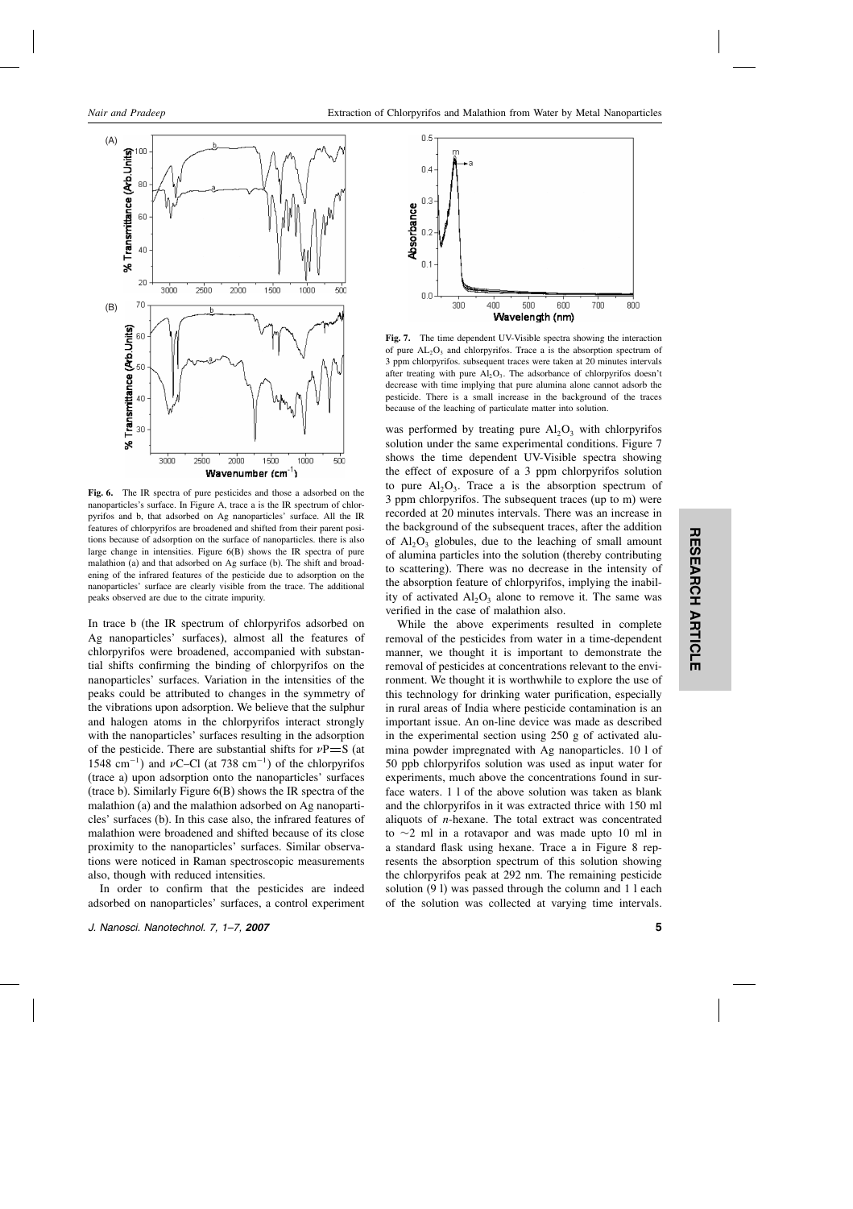Fig. 6. The IR spectra of pure pesticides and those a adsorbed on the nanoparticles's surface. In Figure A, trace a is the IR spectrum of chlorpyrifos and b, that adsorbed on Ag nanoparticles' surface. All the IR features of chlorpyrifos are broadened and shifted from their parent positions because of adsorption on the surface of nanoparticles. there is also large change in intensities. Figure 6(B) shows the IR spectra of pure malathion (a) and that adsorbed on Ag surface (b). The shift and broadening of the infrared features of the pesticide due to adsorption on the nanoparticles' surface are clearly visible from the trace. The additional peaks observed are due to the citrate impurity.

In trace b (the IR spectrum of chlorpyrifos adsorbed on Ag nanoparticles' surfaces), almost all the features of chlorpyrifos were broadened, accompanied with substantial shifts confirming the binding of chlorpyrifos on the nanoparticles' surfaces. Variation in the intensities of the peaks could be attributed to changes in the symmetry of the vibrations upon adsorption. We believe that the sulphur and halogen atoms in the chlorpyrifos interact strongly with the nanoparticles' surfaces resulting in the adsorption of the pesticide. There are substantial shifts for $\nu$P═S (at 1548 $cm^{-1}$) and $\nu$C–Cl (at 738 $cm^{-1}$) of the chlorpyrifos (trace a) upon adsorption onto the nanoparticles' surfaces (trace b). Similarly Figure 6(B) shows the IR spectra of the malathion (a) and the malathion adsorbed on Ag nanoparticles' surfaces (b). In this case also, the infrared features of malathion were broadened and shifted because of its close proximity to the nanoparticles' surfaces. Similar observations were noticed in Raman spectroscopic measurements also, though with reduced intensities.

In order to confirm that the pesticides are indeed adsorbed on nanoparticles' surfaces, a control experiment was performed by treating pure $Al_2O_3$ with chlorpyrifos solution under the same experimental conditions. Figure 7 shows the time dependent UV-Visible spectra showing the effect of exposure of a 3 ppm chlorpyrifos solution to pure $Al_2O_3$. Trace a is the absorption spectrum of 3 ppm chlorpyrifos. The subsequent traces (up to m) were recorded at 20 minutes intervals. There was an increase in the background of the subsequent traces, after the addition of $Al_2O_3$ globules, due to the leaching of small amount of alumina particles into the solution (thereby contributing to scattering). There was no decrease in the intensity of the absorption feature of chlorpyrifos, implying the inability of activated $Al_2O_3$ alone to remove it. The same was verified in the case of malathion also.

Fig. 7. The time dependent UV-Visible spectra showing the interaction of pure $AL_2O_3$ and chlorpyrifos. Trace a is the absorption spectrum of 3 ppm chlorpyrifos. subsequent traces were taken at 20 minutes intervals after treating with pure $Al_2O_3$. The adsorbance of chlorpyrifos doesn't decrease with time implying that pure alumina alone cannot adsorb the pesticide. There is a small increase in the background of the traces because of the leaching of particulate matter into solution.

While the above experiments resulted in complete removal of the pesticides from water in a time-dependent manner, we thought it is important to demonstrate the removal of pesticides at concentrations relevant to the environment. We thought it is worthwhile to explore the use of this technology for drinking water purification, especially in rural areas of India where pesticide contamination is an important issue. An on-line device was made as described in the experimental section using 250 g of activated alumina powder impregnated with Ag nanoparticles. 10 l of 50 ppb chlorpyrifos solution was used as input water for experiments, much above the concentrations found in surface waters. 1 l of the above solution was taken as blank and the chlorpyrifos in it was extracted thrice with 150 ml aliquots of *n*-hexane. The total extract was concentrated to ~2 ml in a rotavapor and was made upto 10 ml in a standard flask using hexane. Trace a in Figure 8 represents the absorption spectrum of this solution showing the chlorpyrifos peak at 292 nm. The remaining pesticide solution (9 l) was passed through the column and 1 l each of the solution was collected at varying time intervals.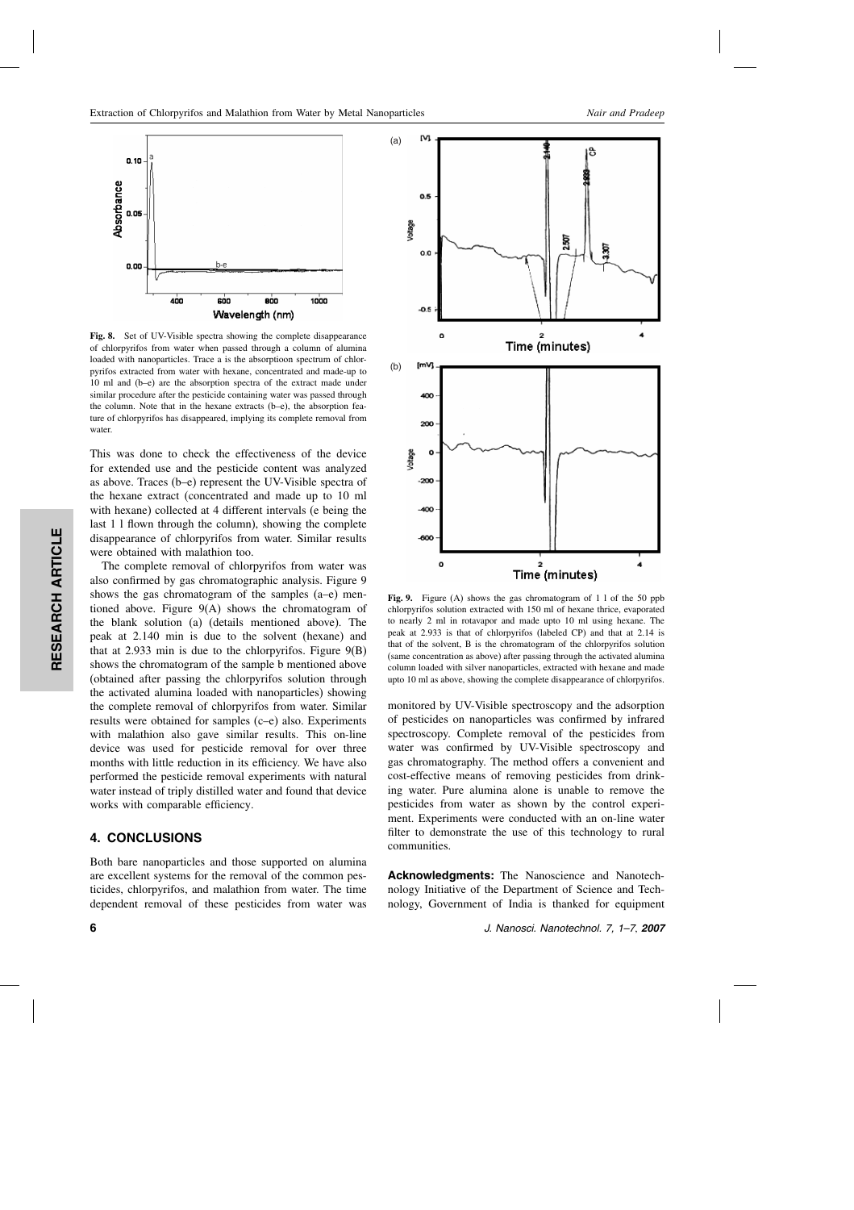**Fig. 8.** Set of UV-Visible spectra showing the complete disappearance of chlorpyrifos from water when passed through a column of alumina loaded with nanoparticles. Trace a is the absorptioon spectrum of chlorpyrifos extracted from water with hexane, concentrated and made-up to 10 ml and (b–e) are the absorption spectra of the extract made under similar procedure after the pesticide containing water was passed through the column. Note that in the hexane extracts (b–e), the absorption feature of chlorpyrifos has disappeared, implying its complete removal from water.

This was done to check the effectiveness of the device for extended use and the pesticide content was analyzed as above. Traces (b–e) represent the UV-Visible spectra of the hexane extract (concentrated and made up to 10 ml with hexane) collected at 4 different intervals (e being the last 1 l flown through the column), showing the complete disappearance of chlorpyrifos from water. Similar results were obtained with malathion too.

The complete removal of chlorpyrifos from water was also confirmed by gas chromatographic analysis. Figure 9 shows the gas chromatogram of the samples (a–e) mentioned above. Figure 9(A) shows the chromatogram of the blank solution (a) (details mentioned above). The peak at 2.140 min is due to the solvent (hexane) and that at 2.933 min is due to the chlorpyrifos. Figure 9(B) shows the chromatogram of the sample b mentioned above (obtained after passing the chlorpyrifos solution through the activated alumina loaded with nanoparticles) showing the complete removal of chlorpyrifos from water. Similar results were obtained for samples (c–e) also. Experiments with malathion also gave similar results. This on-line device was used for pesticide removal for over three months with little reduction in its efficiency. We have also performed the pesticide removal experiments with natural water instead of triply distilled water and found that device works with comparable efficiency.

**Fig. 9.** Figure (A) shows the gas chromatogram of 1 l of the 50 ppb chlorpyrifos solution extracted with 150 ml of hexane thrice, evaporated to nearly 2 ml in rotavapor and made upto 10 ml using hexane. The peak at 2.933 is that of chlorpyrifos (labeled CP) and that at 2.14 is that of the solvent, B is the chromatogram of the chlorpyrifos solution (same concentration as above) after passing through the activated alumina column loaded with silver nanoparticles, extracted with hexane and made upto 10 ml as above, showing the complete disappearance of chlorpyrifos.

## 4. CONCLUSIONS

Both bare nanoparticles and those supported on alumina are excellent systems for the removal of the common pesticides, chlorpyrifos, and malathion from water. The time dependent removal of these pesticides from water was monitored by UV-Visible spectroscopy and the adsorption of pesticides on nanoparticles was confirmed by infrared spectroscopy. Complete removal of the pesticides from water was confirmed by UV-Visible spectroscopy and gas chromatography. The method offers a convenient and cost-effective means of removing pesticides from drinking water. Pure alumina alone is unable to remove the pesticides from water as shown by the control experiment. Experiments were conducted with an on-line water filter to demonstrate the use of this technology to rural communities.

**Acknowledgments:** The Nanoscience and Nanotechnology Initiative of the Department of Science and Technology, Government of India is thanked for equipment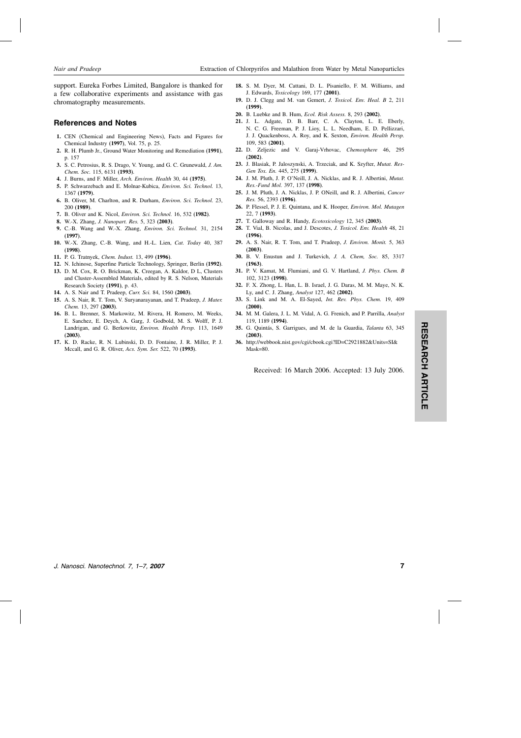support. Eureka Forbes Limited, Bangalore is thanked for a few collaborative experiments and assistance with gas chromatography measurements.

## References and Notes

1. CEN (Chemical and Engineering News), Facts and Figures for Chemical Industry **(1997)**, Vol. 75, p. 25.
2. R. H. Plumb Jr., Ground Water Monitoring and Remediation **(1991)**, p. 157
3. S. C. Petrosius, R. S. Drago, V. Young, and G. C. Grunewald, *J. Am. Chem. Soc.* 115, 6131 **(1993)**.
4. J. Burns, and F. Miller, *Arch. Environ. Health* 30, 44 **(1975)**.
5. P. Schwarzebach and E. Molnar-Kubica, *Environ. Sci. Technol.* 13, 1367 **(1979)**.
6. B. Oliver, M. Charlton, and R. Durham, *Environ. Sci. Technol.* 23, 200 **(1989)**.
7. B. Oliver and K. Nicol, *Environ. Sci. Technol.* 16, 532 **(1982)**.
8. W.-X. Zhang, *J. Nanopart. Res.* 5, 323 **(2003)**.
9. C.-B. Wang and W.-X. Zhang, *Environ. Sci. Technol.* 31, 2154 **(1997)**.
10. W.-X. Zhang, C.-B. Wang, and H.-L. Lien, *Cat. Today* 40, 387 **(1998)**.
11. P. G. Tratnyek, *Chem. Indust.* 13, 499 **(1996)**.
12. N. Ichinose, Superfine Particle Technology, Springer, Berlin **(1992)**.
13. D. M. Cox, R. O. Brickman, K. Creegan, A. Kaldor, D L, Clusters and Cluster-Assembled Materials, edited by R. S. Nelson, Materials Research Society **(1991)**, p. 43.
14. A. S. Nair and T. Pradeep, *Curr. Sci.* 84, 1560 **(2003)**.
15. A. S. Nair, R. T. Tom, V. Suryanarayanan, and T. Pradeep, *J. Mater. Chem.* 13, 297 **(2003)**.
16. B. L. Brenner, S. Markowitz, M. Rivera, H. Romero, M. Weeks, E. Sanchez, E. Deych, A. Garg, J. Godbold, M. S. Wolff, P. J. Landrigan, and G. Berkowitz, *Environ. Health Persp.* 113, 1649 **(2003)**.
17. K. D. Racke, R. N. Lubinski, D. D. Fontaine, J. R. Miller, P. J. Mccall, and G. R. Oliver, *Acs. Sym. Ser.* 522, 70 **(1993)**.
18. S. M. Dyer, M. Cattani, D. L. Pisaniello, F. M. Williams, and J. Edwards, *Toxicology* 169, 177 **(2001)**.
19. D. J. Clegg and M. van Gemert, *J. Toxicol. Env. Heal. B* 2, 211 **(1999)**.
20. B. Luebke and B. Hum, *Ecol. Risk Assess.* 8, 293 **(2002)**.
21. J. L. Adgate, D. B. Barr, C. A. Clayton, L. E. Eberly, N. C. G. Freeman, P. J. Lioy, L. L. Needham, E. D. Pellizzari, J. J. Quackenboss, A. Roy, and K. Sexton, *Environ. Health Persp.* 109, 583 **(2001)**.
22. D. Zeljezic and V. Garaj-Vrhovac, *Chemosphere* 46, 295 **(2002)**.
23. J. Blasiak, P. Jaloszynski, A. Trzeciak, and K. Szyfter, *Mutat. Res-Gen Tox. En.* 445, 275 **(1999)**.
24. J. M. Pluth, J. P. O'Neill, J. A. Nicklas, and R. J. Albertini, *Mutat. Res.-Fund Mol.* 397, 137 **(1998)**.
25. J. M. Pluth, J. A. Nicklas, J. P. ONeill, and R. J. Albertini, *Cancer Res.* 56, 2393 **(1996)**.
26. P. Flessel, P. J. E. Quintana, and K. Hooper, *Environ. Mol. Mutagen* 22, 7 **(1993)**.
27. T. Galloway and R. Handy, *Ecotoxicology* 12, 345 **(2003)**.
28. T. Vial, B. Nicolas, and J. Descotes, *J. Toxicol. Env. Health* 48, 21 **(1996)**.
29. A. S. Nair, R. T. Tom, and T. Pradeep, *J. Environ. Monit.* 5, 363 **(2003)**.
30. B. V. Enustun and J. Turkevich, *J. A. Chem, Soc.* 85, 3317 **(1963)**.
31. P. V. Kamat, M. Flumiani, and G. V. Hartland, *J. Phys. Chem. B* 102, 3123 **(1998)**.
32. F. X. Zhong, L. Han, L. B. Israel, J. G. Daras, M. M. Maye, N. K. Ly, and C. J. Zhang, *Analyst* 127, 462 **(2002)**.
33. S. Link and M. A. El-Sayed, *Int. Rev. Phys. Chem.* 19, 409 **(2000)**.
34. M. M. Galera, J. L. M. Vidal, A. G. Frenich, and P. Parrilla, *Analyst* 119, 1189 **(1994)**.
35. G. Quintás, S. Garrigues, and M. de la Guardia, *Talanta* 63, 345 **(2003)**.
36. http://webbook.nist.gov/cgi/cbook.cgi?ID=C2921882&Units=SI&Mask=80.

Received: 16 March 2006. Accepted: 13 July 2006.